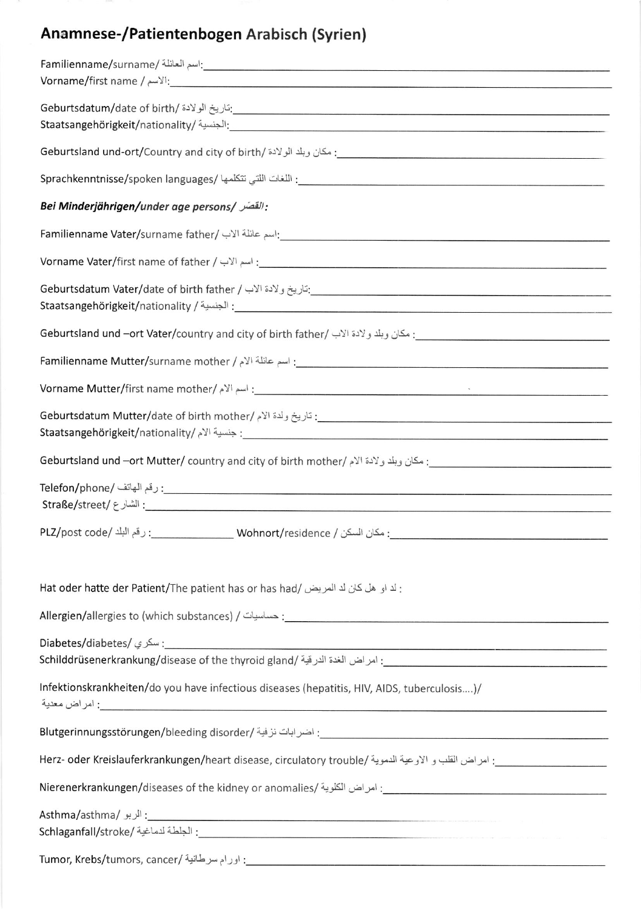# Anamnese-/Patientenbogen Arabisch (Syrien)

Familienname/surname/ اسم العائلة:

Vorname/first name / الاسم:

Geburtsdatum/date of birth/ تاريخ الولادة:

Staatsangehörigkeit/nationality/ الجنسية:

Geburtsland und-ort/Country and city of birth/ مكان وبلد الولادة :

Sprachkenntnisse/spoken languages/ اللغات التي تتكلمها :

***Bei Minderjährigen/under age persons/ القصّر:***

Familienname Vater/surname father/ اسم عائلة الاب:

Vorname Vater/first name of father / اسم الاب :

Geburtsdatum Vater/date of birth father / تاريخ ولادة الاب:

Staatsangehörigkeit/nationality / الجنسية :

Geburtsland und –ort Vater/country and city of birth father/ مكان وبلد ولادة الاب :

Familienname Mutter/surname mother / اسم عائلة الام :

Vorname Mutter/first name mother/ اسم الام :

Geburtsdatum Mutter/date of birth mother/ تاريخ ولدة الام :

Staatsangehörigkeit/nationality/ جنسية الام :

Geburtsland und –ort Mutter/ country and city of birth mother/ مكان وبلد ولادة الام :

Telefon/phone/ رقم الهاتف :

Straße/street/ الشارع :

PLZ/post code/ رقم البلد : Wohnort/residence / مكان السكن :

Hat oder hatte der Patient/The patient has or has had/ لد او هل كان لد المريض :

Allergien/allergies to (which substances) / حساسيات :

Diabetes/diabetes/ سكري :

Schilddrüsenerkrankung/disease of the thyroid gland/ امراض الغدة الدرقية :

Infektionskrankheiten/do you have infectious diseases (hepatitis, HIV, AIDS, tuberculosis....)/ امراض معدية :

Blutgerinnungsstörungen/bleeding disorder/ اضرابات نزفية :

Herz- oder Kreislauferkrankungen/heart disease, circulatory trouble/ امراض القلب و الاوعية الدموية :

Nierenerkrankungen/diseases of the kidney or anomalies/ امراض الكلوية :

Asthma/asthma/ الربو :

Schlaganfall/stroke/ الجلطة لدماغية :

Tumor, Krebs/tumors, cancer/ اورام سرطانية :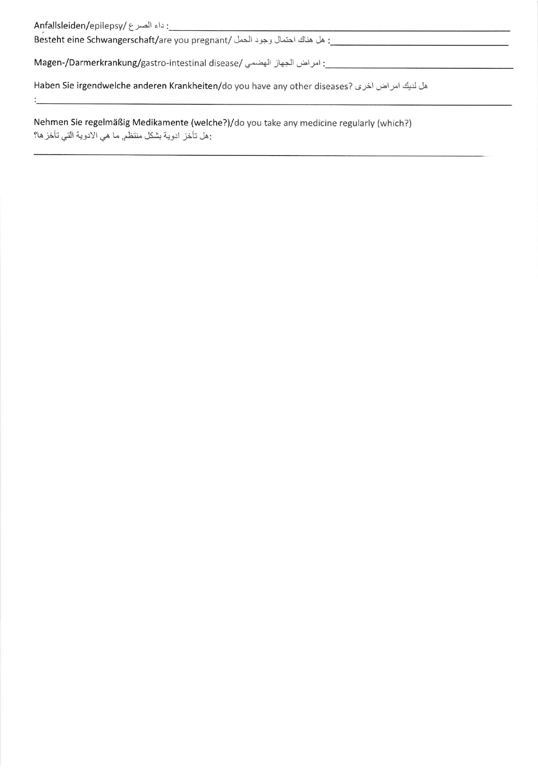Anfallsleiden/epilepsy/ داء الصرع: ______________________________

Besteht eine Schwangerschaft/are you pregnant/ هل هناك احتمال وجود الحمل: ______________________________

Magen-/Darmerkrankung/gastro-intestinal disease/ امراض الجهاز الهضمي: ______________________________

Haben Sie irgendwelche anderen Krankheiten/do you have any other diseases? هل لديك امراض اخرى

: ______________________________

Nehmen Sie regelmäßig Medikamente (welche?)/do you take any medicine regularly (which?)

:هل تأخذ ادوية بشكل منتظم, ما هي الادوية التي تأخذها؟

______________________________